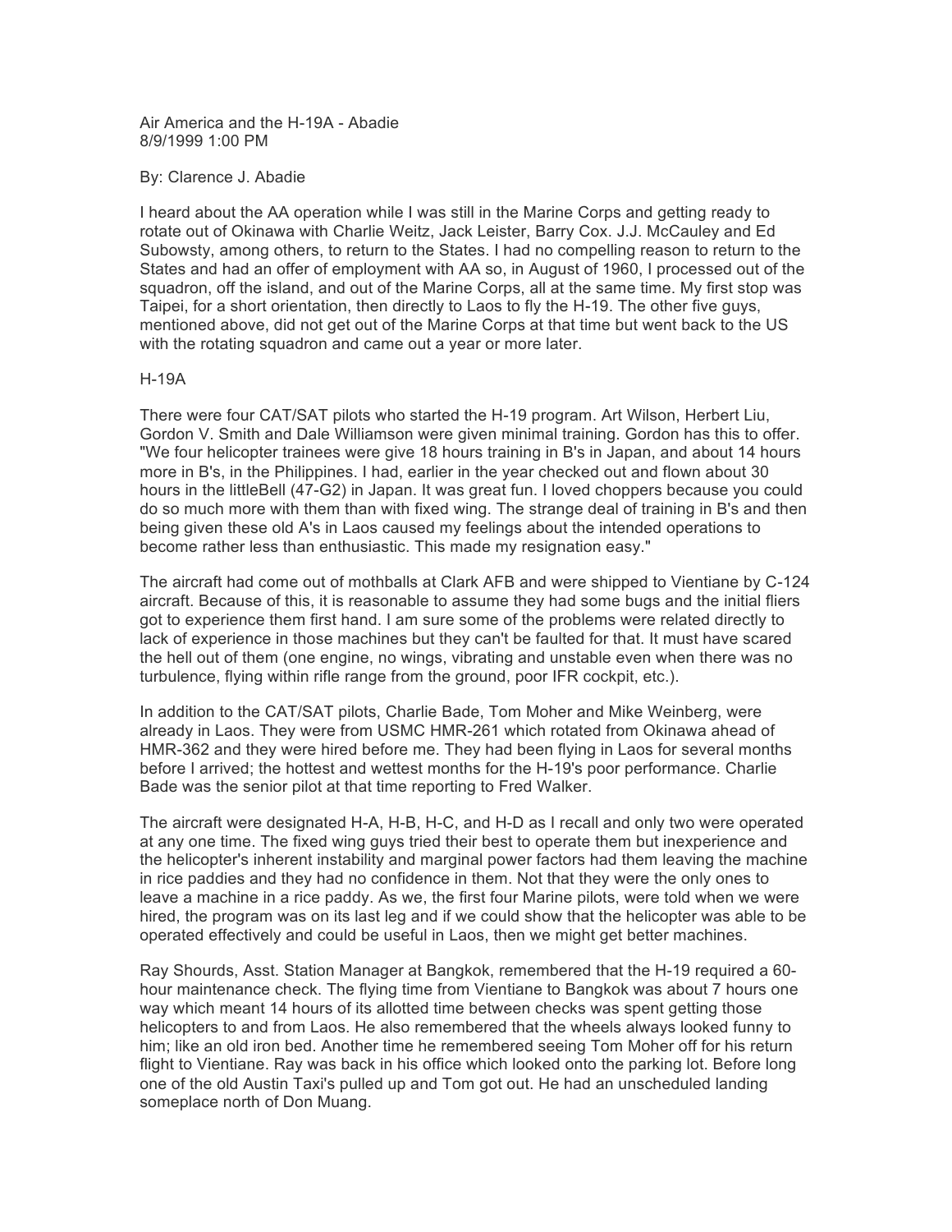Air America and the H-19A - Abadie
8/9/1999 1:00 PM

By: Clarence J. Abadie

I heard about the AA operation while I was still in the Marine Corps and getting ready to rotate out of Okinawa with Charlie Weitz, Jack Leister, Barry Cox. J.J. McCauley and Ed Subowsty, among others, to return to the States. I had no compelling reason to return to the States and had an offer of employment with AA so, in August of 1960, I processed out of the squadron, off the island, and out of the Marine Corps, all at the same time. My first stop was Taipei, for a short orientation, then directly to Laos to fly the H-19. The other five guys, mentioned above, did not get out of the Marine Corps at that time but went back to the US with the rotating squadron and came out a year or more later.

## H-19A

There were four CAT/SAT pilots who started the H-19 program. Art Wilson, Herbert Liu, Gordon V. Smith and Dale Williamson were given minimal training. Gordon has this to offer. "We four helicopter trainees were give 18 hours training in B's in Japan, and about 14 hours more in B's, in the Philippines. I had, earlier in the year checked out and flown about 30 hours in the littleBell (47-G2) in Japan. It was great fun. I loved choppers because you could do so much more with them than with fixed wing. The strange deal of training in B's and then being given these old A's in Laos caused my feelings about the intended operations to become rather less than enthusiastic. This made my resignation easy."

The aircraft had come out of mothballs at Clark AFB and were shipped to Vientiane by C-124 aircraft. Because of this, it is reasonable to assume they had some bugs and the initial fliers got to experience them first hand. I am sure some of the problems were related directly to lack of experience in those machines but they can't be faulted for that. It must have scared the hell out of them (one engine, no wings, vibrating and unstable even when there was no turbulence, flying within rifle range from the ground, poor IFR cockpit, etc.).

In addition to the CAT/SAT pilots, Charlie Bade, Tom Moher and Mike Weinberg, were already in Laos. They were from USMC HMR-261 which rotated from Okinawa ahead of HMR-362 and they were hired before me. They had been flying in Laos for several months before I arrived; the hottest and wettest months for the H-19's poor performance. Charlie Bade was the senior pilot at that time reporting to Fred Walker.

The aircraft were designated H-A, H-B, H-C, and H-D as I recall and only two were operated at any one time. The fixed wing guys tried their best to operate them but inexperience and the helicopter's inherent instability and marginal power factors had them leaving the machine in rice paddies and they had no confidence in them. Not that they were the only ones to leave a machine in a rice paddy. As we, the first four Marine pilots, were told when we were hired, the program was on its last leg and if we could show that the helicopter was able to be operated effectively and could be useful in Laos, then we might get better machines.

Ray Shourds, Asst. Station Manager at Bangkok, remembered that the H-19 required a 60-hour maintenance check. The flying time from Vientiane to Bangkok was about 7 hours one way which meant 14 hours of its allotted time between checks was spent getting those helicopters to and from Laos. He also remembered that the wheels always looked funny to him; like an old iron bed. Another time he remembered seeing Tom Moher off for his return flight to Vientiane. Ray was back in his office which looked onto the parking lot. Before long one of the old Austin Taxi's pulled up and Tom got out. He had an unscheduled landing someplace north of Don Muang.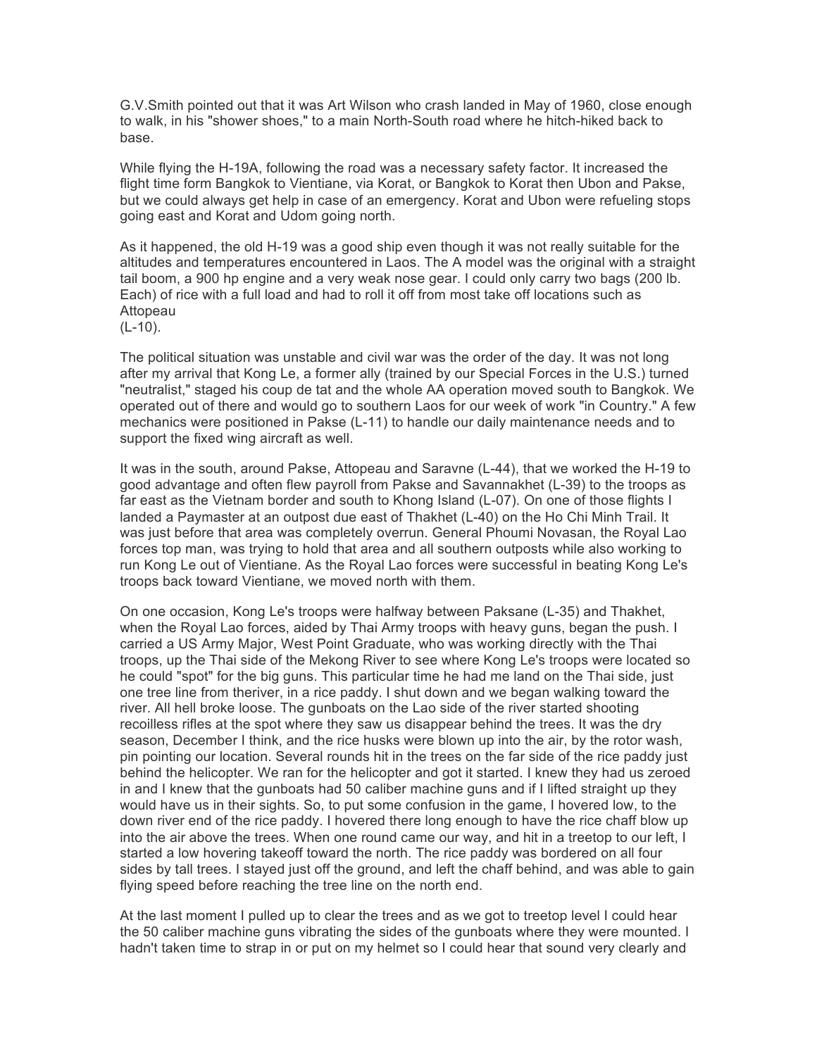G.V.Smith pointed out that it was Art Wilson who crash landed in May of 1960, close enough to walk, in his "shower shoes," to a main North-South road where he hitch-hiked back to base.

While flying the H-19A, following the road was a necessary safety factor. It increased the flight time form Bangkok to Vientiane, via Korat, or Bangkok to Korat then Ubon and Pakse, but we could always get help in case of an emergency. Korat and Ubon were refueling stops going east and Korat and Udom going north.

As it happened, the old H-19 was a good ship even though it was not really suitable for the altitudes and temperatures encountered in Laos. The A model was the original with a straight tail boom, a 900 hp engine and a very weak nose gear. I could only carry two bags (200 lb. Each) of rice with a full load and had to roll it off from most take off locations such as Attopeau
(L-10).

The political situation was unstable and civil war was the order of the day. It was not long after my arrival that Kong Le, a former ally (trained by our Special Forces in the U.S.) turned "neutralist," staged his coup de tat and the whole AA operation moved south to Bangkok. We operated out of there and would go to southern Laos for our week of work "in Country." A few mechanics were positioned in Pakse (L-11) to handle our daily maintenance needs and to support the fixed wing aircraft as well.

It was in the south, around Pakse, Attopeau and Saravne (L-44), that we worked the H-19 to good advantage and often flew payroll from Pakse and Savannakhet (L-39) to the troops as far east as the Vietnam border and south to Khong Island (L-07). On one of those flights I landed a Paymaster at an outpost due east of Thakhet (L-40) on the Ho Chi Minh Trail. It was just before that area was completely overrun. General Phoumi Novasan, the Royal Lao forces top man, was trying to hold that area and all southern outposts while also working to run Kong Le out of Vientiane. As the Royal Lao forces were successful in beating Kong Le's troops back toward Vientiane, we moved north with them.

On one occasion, Kong Le's troops were halfway between Paksane (L-35) and Thakhet, when the Royal Lao forces, aided by Thai Army troops with heavy guns, began the push. I carried a US Army Major, West Point Graduate, who was working directly with the Thai troops, up the Thai side of the Mekong River to see where Kong Le's troops were located so he could "spot" for the big guns. This particular time he had me land on the Thai side, just one tree line from theriver, in a rice paddy. I shut down and we began walking toward the river. All hell broke loose. The gunboats on the Lao side of the river started shooting recoilless rifles at the spot where they saw us disappear behind the trees. It was the dry season, December I think, and the rice husks were blown up into the air, by the rotor wash, pin pointing our location. Several rounds hit in the trees on the far side of the rice paddy just behind the helicopter. We ran for the helicopter and got it started. I knew they had us zeroed in and I knew that the gunboats had 50 caliber machine guns and if I lifted straight up they would have us in their sights. So, to put some confusion in the game, I hovered low, to the down river end of the rice paddy. I hovered there long enough to have the rice chaff blow up into the air above the trees. When one round came our way, and hit in a treetop to our left, I started a low hovering takeoff toward the north. The rice paddy was bordered on all four sides by tall trees. I stayed just off the ground, and left the chaff behind, and was able to gain flying speed before reaching the tree line on the north end.

At the last moment I pulled up to clear the trees and as we got to treetop level I could hear the 50 caliber machine guns vibrating the sides of the gunboats where they were mounted. I hadn't taken time to strap in or put on my helmet so I could hear that sound very clearly and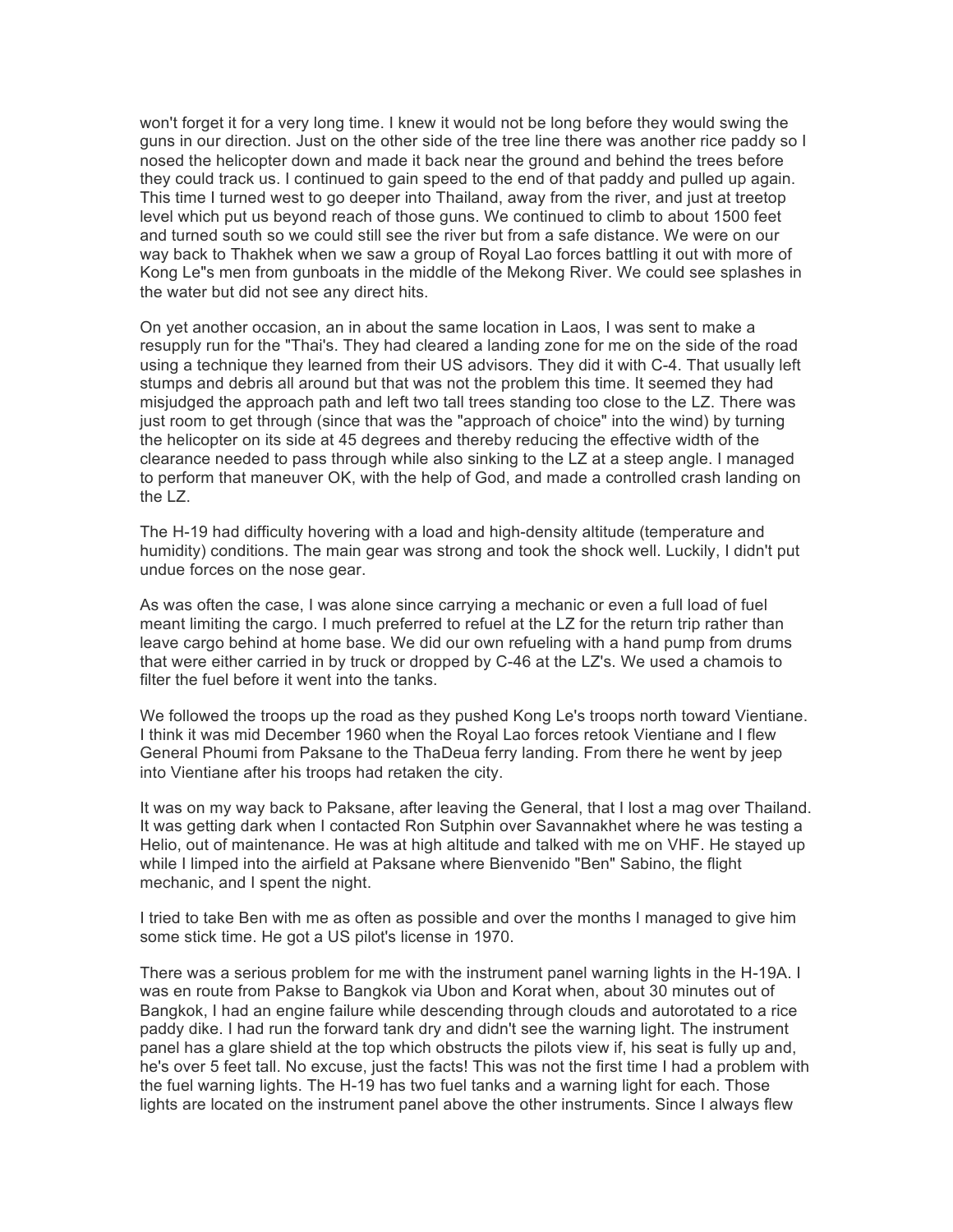won't forget it for a very long time. I knew it would not be long before they would swing the guns in our direction. Just on the other side of the tree line there was another rice paddy so I nosed the helicopter down and made it back near the ground and behind the trees before they could track us. I continued to gain speed to the end of that paddy and pulled up again. This time I turned west to go deeper into Thailand, away from the river, and just at treetop level which put us beyond reach of those guns. We continued to climb to about 1500 feet and turned south so we could still see the river but from a safe distance. We were on our way back to Thakhek when we saw a group of Royal Lao forces battling it out with more of Kong Le"s men from gunboats in the middle of the Mekong River. We could see splashes in the water but did not see any direct hits.

On yet another occasion, an in about the same location in Laos, I was sent to make a resupply run for the "Thai's. They had cleared a landing zone for me on the side of the road using a technique they learned from their US advisors. They did it with C-4. That usually left stumps and debris all around but that was not the problem this time. It seemed they had misjudged the approach path and left two tall trees standing too close to the LZ. There was just room to get through (since that was the "approach of choice" into the wind) by turning the helicopter on its side at 45 degrees and thereby reducing the effective width of the clearance needed to pass through while also sinking to the LZ at a steep angle. I managed to perform that maneuver OK, with the help of God, and made a controlled crash landing on the LZ.

The H-19 had difficulty hovering with a load and high-density altitude (temperature and humidity) conditions. The main gear was strong and took the shock well. Luckily, I didn't put undue forces on the nose gear.

As was often the case, I was alone since carrying a mechanic or even a full load of fuel meant limiting the cargo. I much preferred to refuel at the LZ for the return trip rather than leave cargo behind at home base. We did our own refueling with a hand pump from drums that were either carried in by truck or dropped by C-46 at the LZ's. We used a chamois to filter the fuel before it went into the tanks.

We followed the troops up the road as they pushed Kong Le's troops north toward Vientiane. I think it was mid December 1960 when the Royal Lao forces retook Vientiane and I flew General Phoumi from Paksane to the ThaDeua ferry landing. From there he went by jeep into Vientiane after his troops had retaken the city.

It was on my way back to Paksane, after leaving the General, that I lost a mag over Thailand. It was getting dark when I contacted Ron Sutphin over Savannakhet where he was testing a Helio, out of maintenance. He was at high altitude and talked with me on VHF. He stayed up while I limped into the airfield at Paksane where Bienvenido "Ben" Sabino, the flight mechanic, and I spent the night.

I tried to take Ben with me as often as possible and over the months I managed to give him some stick time. He got a US pilot's license in 1970.

There was a serious problem for me with the instrument panel warning lights in the H-19A. I was en route from Pakse to Bangkok via Ubon and Korat when, about 30 minutes out of Bangkok, I had an engine failure while descending through clouds and autorotated to a rice paddy dike. I had run the forward tank dry and didn't see the warning light. The instrument panel has a glare shield at the top which obstructs the pilots view if, his seat is fully up and, he's over 5 feet tall. No excuse, just the facts! This was not the first time I had a problem with the fuel warning lights. The H-19 has two fuel tanks and a warning light for each. Those lights are located on the instrument panel above the other instruments. Since I always flew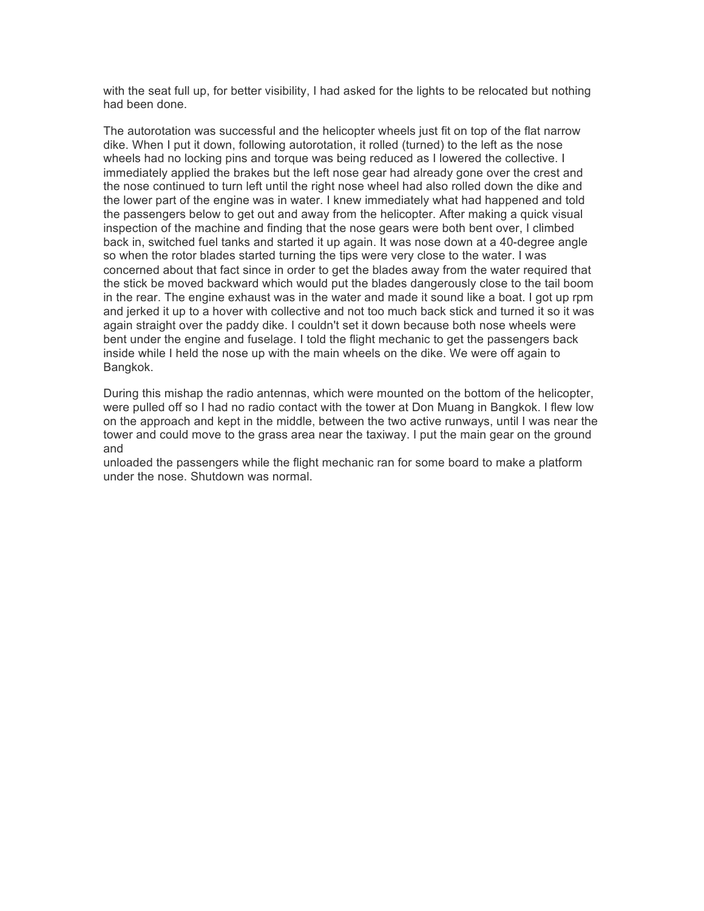with the seat full up, for better visibility, I had asked for the lights to be relocated but nothing had been done.

The autorotation was successful and the helicopter wheels just fit on top of the flat narrow dike. When I put it down, following autorotation, it rolled (turned) to the left as the nose wheels had no locking pins and torque was being reduced as I lowered the collective. I immediately applied the brakes but the left nose gear had already gone over the crest and the nose continued to turn left until the right nose wheel had also rolled down the dike and the lower part of the engine was in water. I knew immediately what had happened and told the passengers below to get out and away from the helicopter. After making a quick visual inspection of the machine and finding that the nose gears were both bent over, I climbed back in, switched fuel tanks and started it up again. It was nose down at a 40-degree angle so when the rotor blades started turning the tips were very close to the water. I was concerned about that fact since in order to get the blades away from the water required that the stick be moved backward which would put the blades dangerously close to the tail boom in the rear. The engine exhaust was in the water and made it sound like a boat. I got up rpm and jerked it up to a hover with collective and not too much back stick and turned it so it was again straight over the paddy dike. I couldn't set it down because both nose wheels were bent under the engine and fuselage. I told the flight mechanic to get the passengers back inside while I held the nose up with the main wheels on the dike. We were off again to Bangkok.

During this mishap the radio antennas, which were mounted on the bottom of the helicopter, were pulled off so I had no radio contact with the tower at Don Muang in Bangkok. I flew low on the approach and kept in the middle, between the two active runways, until I was near the tower and could move to the grass area near the taxiway. I put the main gear on the ground and unloaded the passengers while the flight mechanic ran for some board to make a platform under the nose. Shutdown was normal.